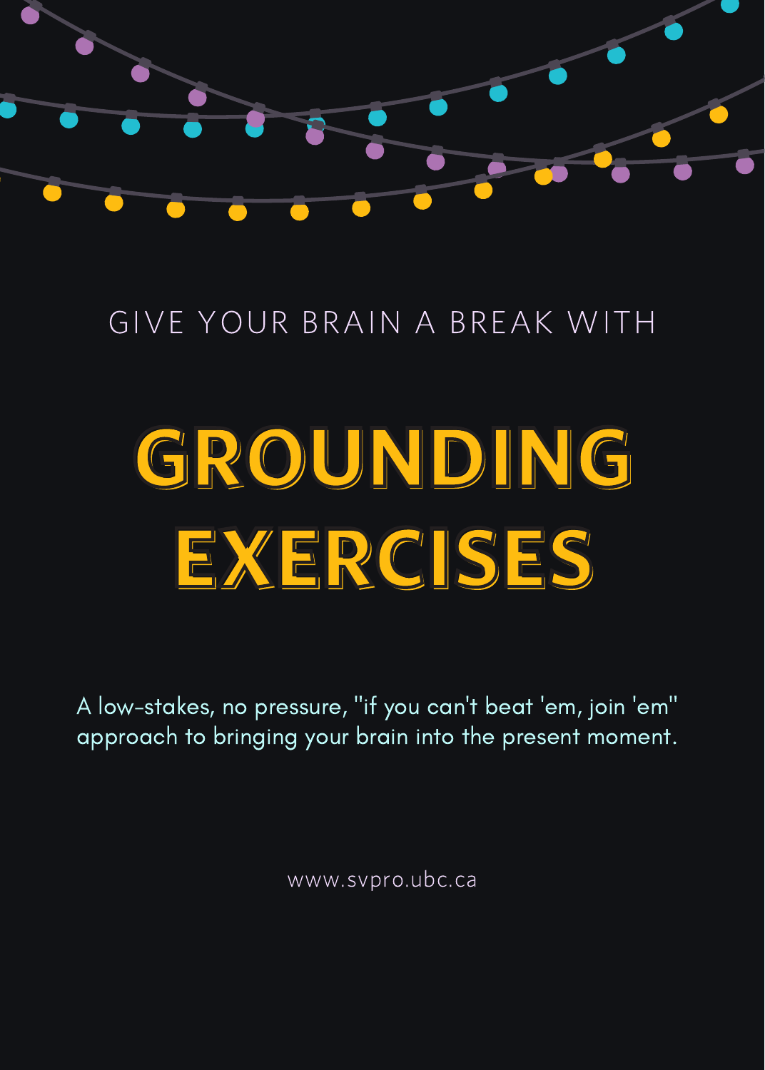GIVE YOUR BRAIN A BREAK WITH

# GROUNDING EXERCISES

A low-stakes, no pressure, "if you can't beat 'em, join 'em" approach to bringing your brain into the present moment.

www.svpro.ubc.ca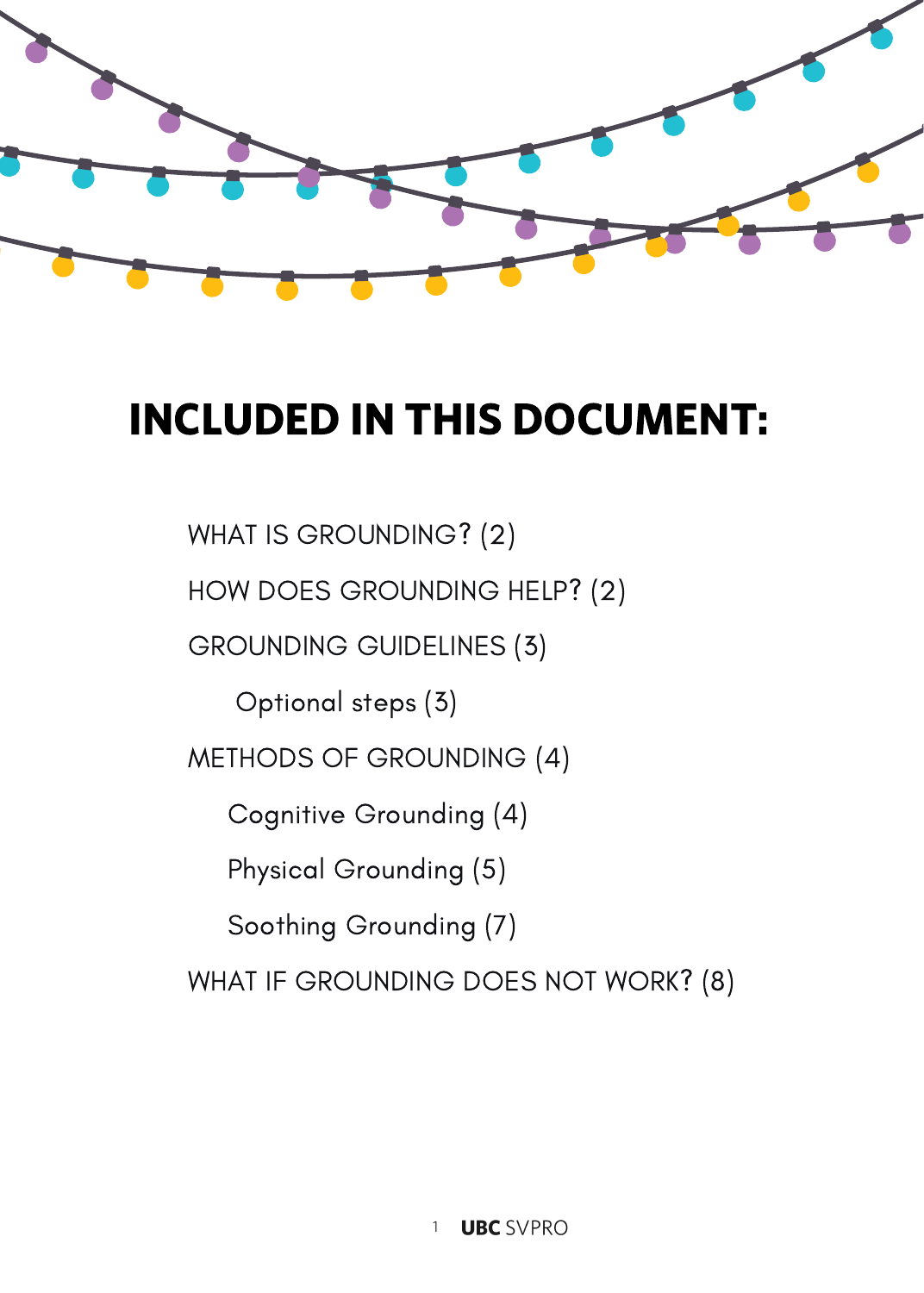# INCLUDED IN THIS DOCUMENT:

WHAT IS GROUNDING? (2)

HOW DOES GROUNDING HELP? (2)

GROUNDING GUIDELINES (3)

- Optional steps (3)

METHODS OF GROUNDING (4)

- Cognitive Grounding (4)
- Physical Grounding (5)
- Soothing Grounding (7)

WHAT IF GROUNDING DOES NOT WORK? (8)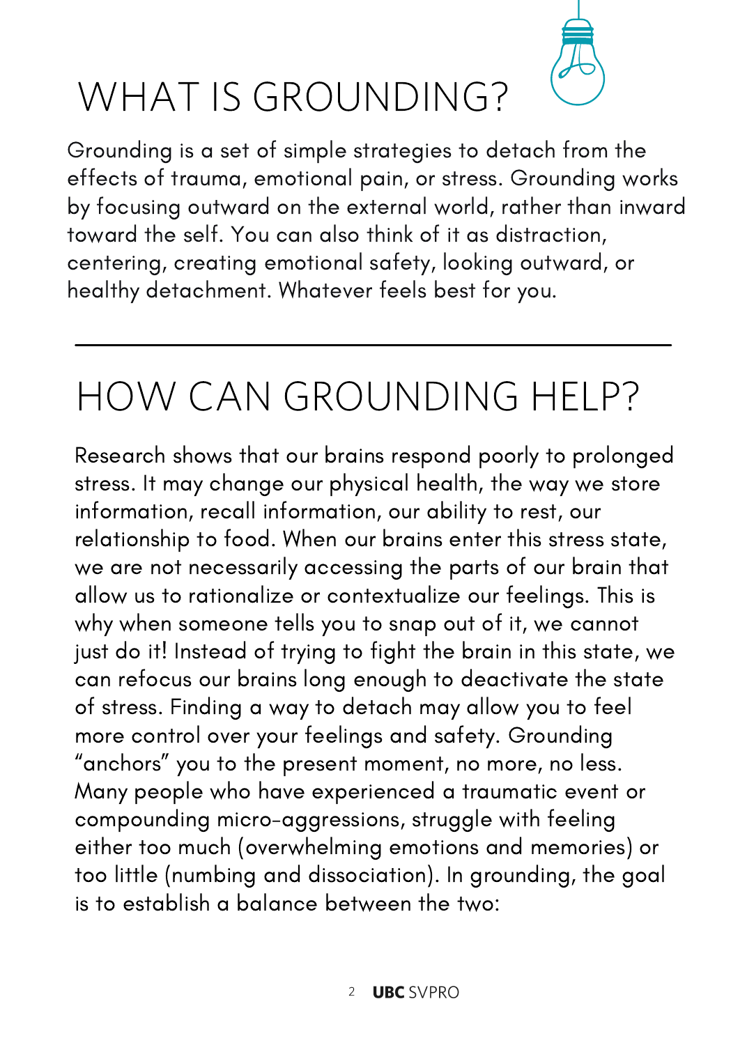# WHAT IS GROUNDING?

Grounding is a set of simple strategies to detach from the effects of trauma, emotional pain, or stress. Grounding works by focusing outward on the external world, rather than inward toward the self. You can also think of it as distraction, centering, creating emotional safety, looking outward, or healthy detachment. Whatever feels best for you.

---

# HOW CAN GROUNDING HELP?

Research shows that our brains respond poorly to prolonged stress. It may change our physical health, the way we store information, recall information, our ability to rest, our relationship to food. When our brains enter this stress state, we are not necessarily accessing the parts of our brain that allow us to rationalize or contextualize our feelings. This is why when someone tells you to snap out of it, we cannot just do it! Instead of trying to fight the brain in this state, we can refocus our brains long enough to deactivate the state of stress. Finding a way to detach may allow you to feel more control over your feelings and safety. Grounding "anchors" you to the present moment, no more, no less. Many people who have experienced a traumatic event or compounding micro-aggressions, struggle with feeling either too much (overwhelming emotions and memories) or too little (numbing and dissociation). In grounding, the goal is to establish a balance between the two: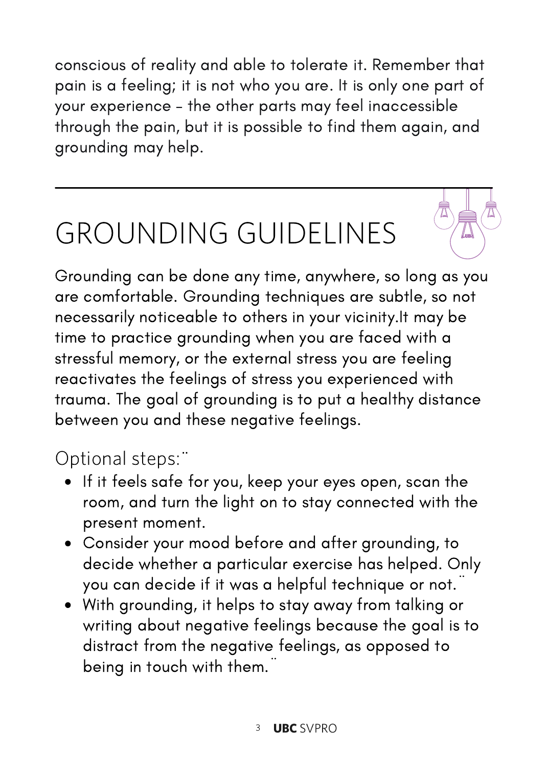conscious of reality and able to tolerate it. Remember that pain is a feeling; it is not who you are. It is only one part of your experience – the other parts may feel inaccessible through the pain, but it is possible to find them again, and grounding may help.

---

# GROUNDING GUIDELINES

Grounding can be done any time, anywhere, so long as you are comfortable. Grounding techniques are subtle, so not necessarily noticeable to others in your vicinity.It may be time to practice grounding when you are faced with a stressful memory, or the external stress you are feeling reactivates the feelings of stress you experienced with trauma. The goal of grounding is to put a healthy distance between you and these negative feelings.

## Optional steps:

- If it feels safe for you, keep your eyes open, scan the room, and turn the light on to stay connected with the present moment.
- Consider your mood before and after grounding, to decide whether a particular exercise has helped. Only you can decide if it was a helpful technique or not.
- With grounding, it helps to stay away from talking or writing about negative feelings because the goal is to distract from the negative feelings, as opposed to being in touch with them.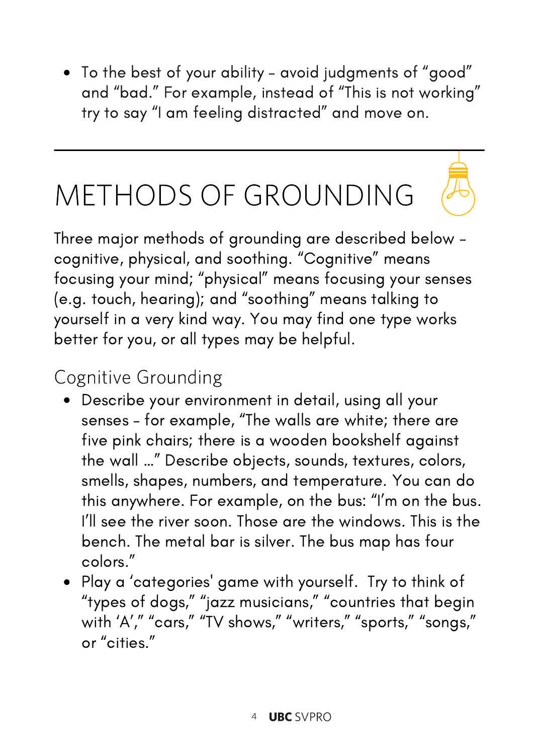- To the best of your ability – avoid judgments of "good" and "bad." For example, instead of "This is not working" try to say "I am feeling distracted" and move on.

---

# METHODS OF GROUNDING

Three major methods of grounding are described below – cognitive, physical, and soothing. "Cognitive" means focusing your mind; "physical" means focusing your senses (e.g. touch, hearing); and "soothing" means talking to yourself in a very kind way. You may find one type works better for you, or all types may be helpful.

## Cognitive Grounding

- Describe your environment in detail, using all your senses – for example, "The walls are white; there are five pink chairs; there is a wooden bookshelf against the wall ..." Describe objects, sounds, textures, colors, smells, shapes, numbers, and temperature. You can do this anywhere. For example, on the bus: "I'm on the bus. I'll see the river soon. Those are the windows. This is the bench. The metal bar is silver. The bus map has four colors."
- Play a 'categories' game with yourself. Try to think of "types of dogs," "jazz musicians," "countries that begin with 'A'," "cars," "TV shows," "writers," "sports," "songs," or "cities."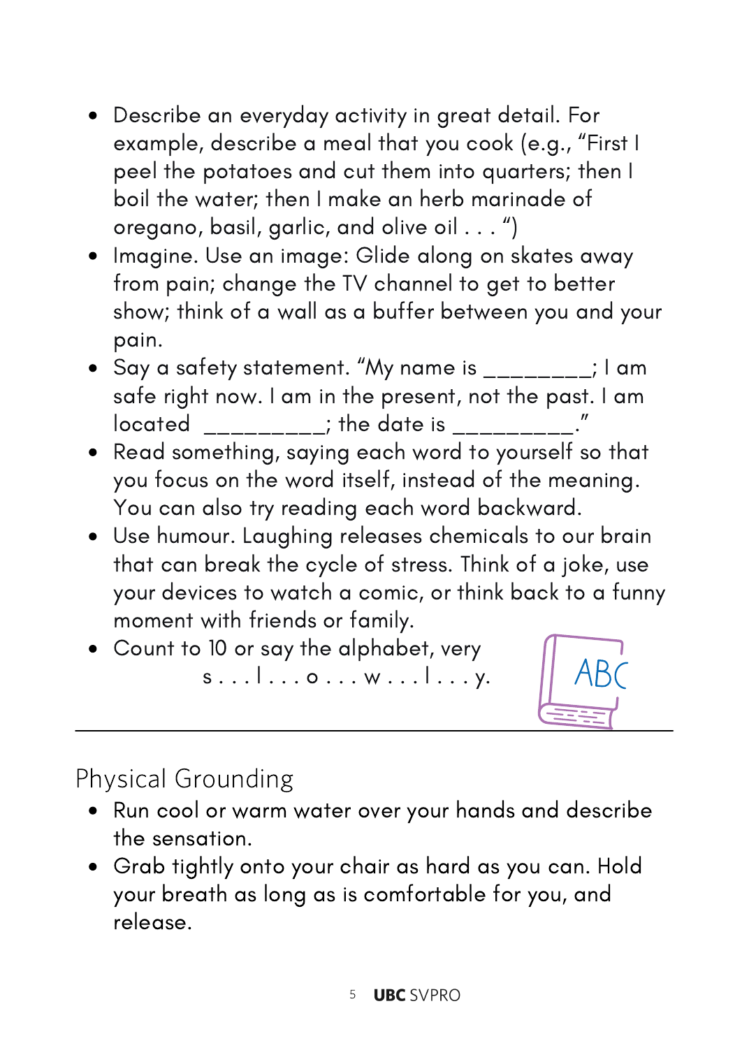- Describe an everyday activity in great detail. For example, describe a meal that you cook (e.g., "First I peel the potatoes and cut them into quarters; then I boil the water; then I make an herb marinade of oregano, basil, garlic, and olive oil . . . ")
- Imagine. Use an image: Glide along on skates away from pain; change the TV channel to get to better show; think of a wall as a buffer between you and your pain.
- Say a safety statement. "My name is ________; I am safe right now. I am in the present, not the past. I am located _________; the date is _________."
- Read something, saying each word to yourself so that you focus on the word itself, instead of the meaning. You can also try reading each word backward.
- Use humour. Laughing releases chemicals to our brain that can break the cycle of stress. Think of a joke, use your devices to watch a comic, or think back to a funny moment with friends or family.
- Count to 10 or say the alphabet, very s . . . l . . . o . . . w . . . l . . . y.

---

## Physical Grounding

- Run cool or warm water over your hands and describe the sensation.
- Grab tightly onto your chair as hard as you can. Hold your breath as long as is comfortable for you, and release.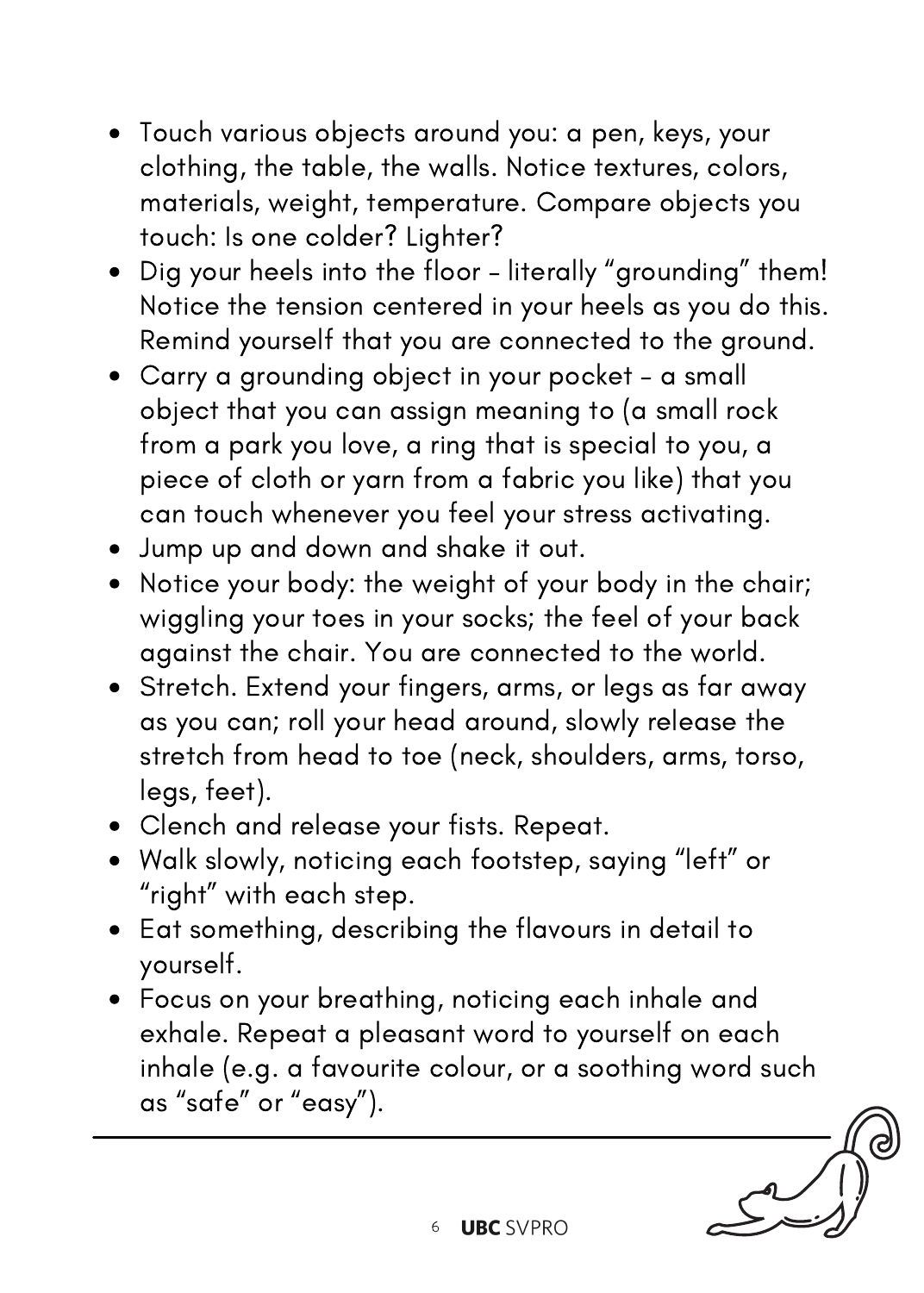- Touch various objects around you: a pen, keys, your clothing, the table, the walls. Notice textures, colors, materials, weight, temperature. Compare objects you touch: Is one colder? Lighter?
- Dig your heels into the floor – literally "grounding" them! Notice the tension centered in your heels as you do this. Remind yourself that you are connected to the ground.
- Carry a grounding object in your pocket – a small object that you can assign meaning to (a small rock from a park you love, a ring that is special to you, a piece of cloth or yarn from a fabric you like) that you can touch whenever you feel your stress activating.
- Jump up and down and shake it out.
- Notice your body: the weight of your body in the chair; wiggling your toes in your socks; the feel of your back against the chair. You are connected to the world.
- Stretch. Extend your fingers, arms, or legs as far away as you can; roll your head around, slowly release the stretch from head to toe (neck, shoulders, arms, torso, legs, feet).
- Clench and release your fists. Repeat.
- Walk slowly, noticing each footstep, saying "left" or "right" with each step.
- Eat something, describing the flavours in detail to yourself.
- Focus on your breathing, noticing each inhale and exhale. Repeat a pleasant word to yourself on each inhale (e.g. a favourite colour, or a soothing word such as "safe" or "easy").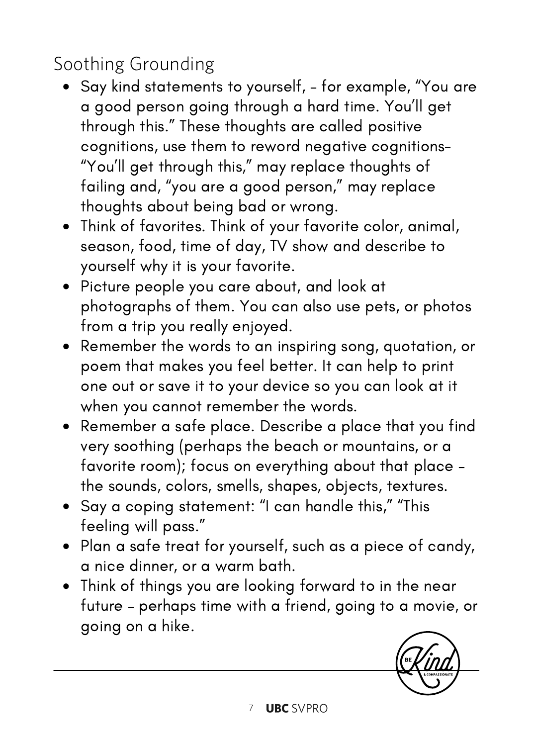## Soothing Grounding

- Say kind statements to yourself, – for example, "You are a good person going through a hard time. You'll get through this." These thoughts are called positive cognitions, use them to reword negative cognitions– "You'll get through this," may replace thoughts of failing and, "you are a good person," may replace thoughts about being bad or wrong.
- Think of favorites. Think of your favorite color, animal, season, food, time of day, TV show and describe to yourself why it is your favorite.
- Picture people you care about, and look at photographs of them. You can also use pets, or photos from a trip you really enjoyed.
- Remember the words to an inspiring song, quotation, or poem that makes you feel better. It can help to print one out or save it to your device so you can look at it when you cannot remember the words.
- Remember a safe place. Describe a place that you find very soothing (perhaps the beach or mountains, or a favorite room); focus on everything about that place – the sounds, colors, smells, shapes, objects, textures.
- Say a coping statement: "I can handle this," "This feeling will pass."
- Plan a safe treat for yourself, such as a piece of candy, a nice dinner, or a warm bath.
- Think of things you are looking forward to in the near future – perhaps time with a friend, going to a movie, or going on a hike.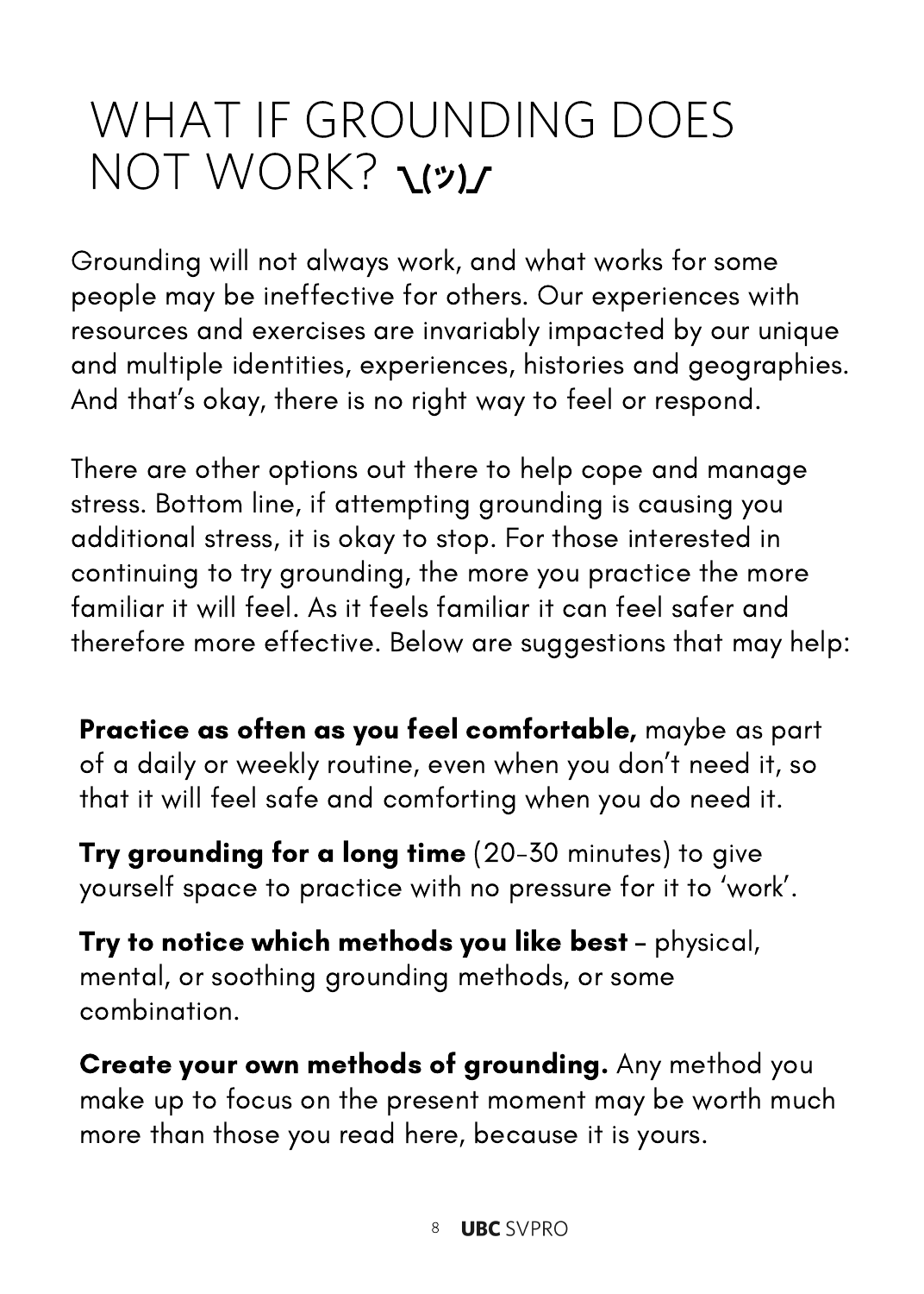# WHAT IF GROUNDING DOES NOT WORK? ╲(ツ)╱

Grounding will not always work, and what works for some people may be ineffective for others. Our experiences with resources and exercises are invariably impacted by our unique and multiple identities, experiences, histories and geographies. And that's okay, there is no right way to feel or respond.

There are other options out there to help cope and manage stress. Bottom line, if attempting grounding is causing you additional stress, it is okay to stop. For those interested in continuing to try grounding, the more you practice the more familiar it will feel. As it feels familiar it can feel safer and therefore more effective. Below are suggestions that may help:

**Practice as often as you feel comfortable,** maybe as part of a daily or weekly routine, even when you don't need it, so that it will feel safe and comforting when you do need it.

**Try grounding for a long time** (20-30 minutes) to give yourself space to practice with no pressure for it to 'work'.

**Try to notice which methods you like best** - physical, mental, or soothing grounding methods, or some combination.

**Create your own methods of grounding.** Any method you make up to focus on the present moment may be worth much more than those you read here, because it is yours.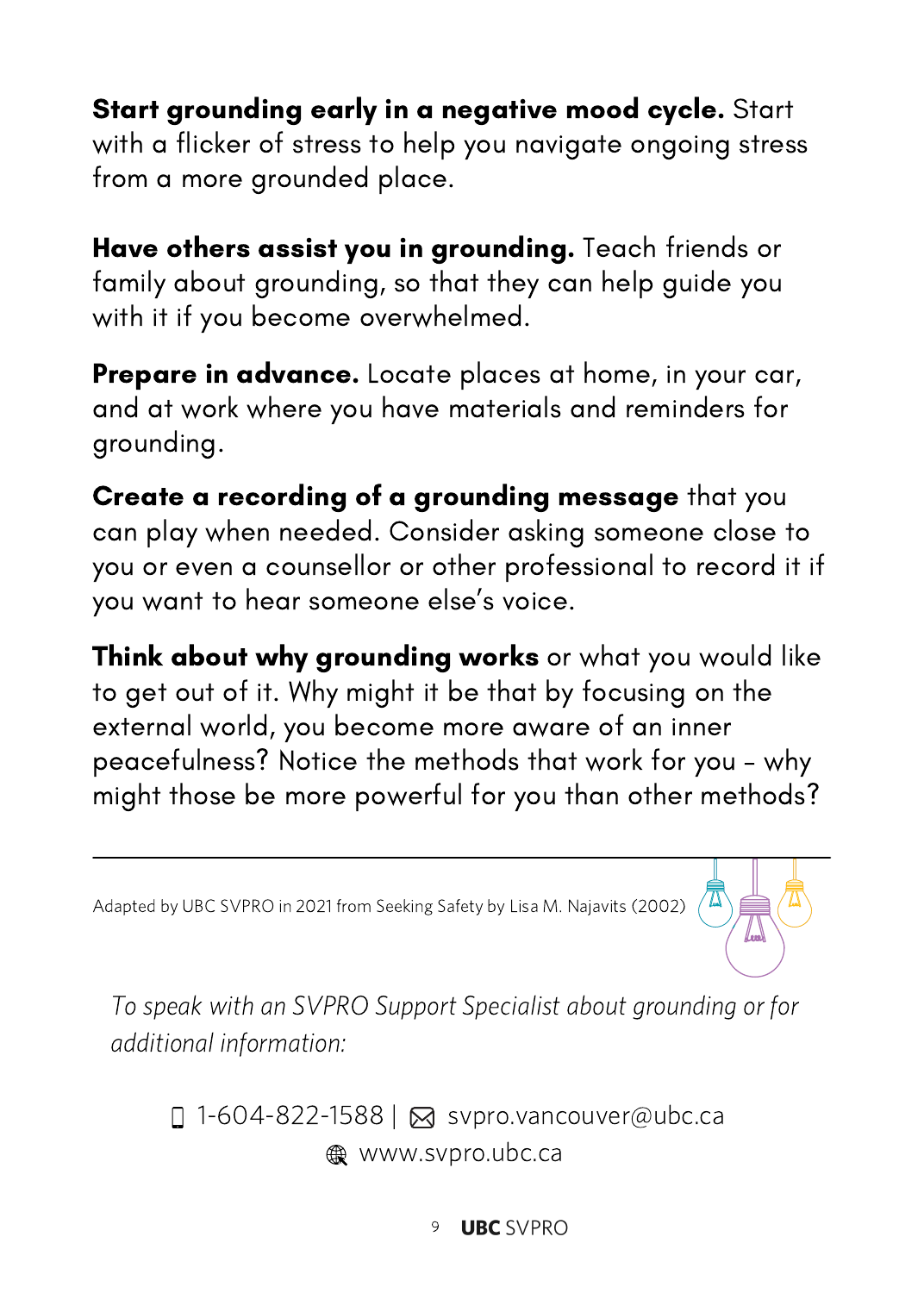**Start grounding early in a negative mood cycle.** Start with a flicker of stress to help you navigate ongoing stress from a more grounded place.

**Have others assist you in grounding.** Teach friends or family about grounding, so that they can help guide you with it if you become overwhelmed.

**Prepare in advance.** Locate places at home, in your car, and at work where you have materials and reminders for grounding.

**Create a recording of a grounding message** that you can play when needed. Consider asking someone close to you or even a counsellor or other professional to record it if you want to hear someone else's voice.

**Think about why grounding works** or what you would like to get out of it. Why might it be that by focusing on the external world, you become more aware of an inner peacefulness? Notice the methods that work for you – why might those be more powerful for you than other methods?

---

Adapted by UBC SVPRO in 2021 from Seeking Safety by Lisa M. Najavits (2002)

*To speak with an SVPRO Support Specialist about grounding or for additional information:*

1-604-822-1588 | svpro.vancouver@ubc.ca

www.svpro.ubc.ca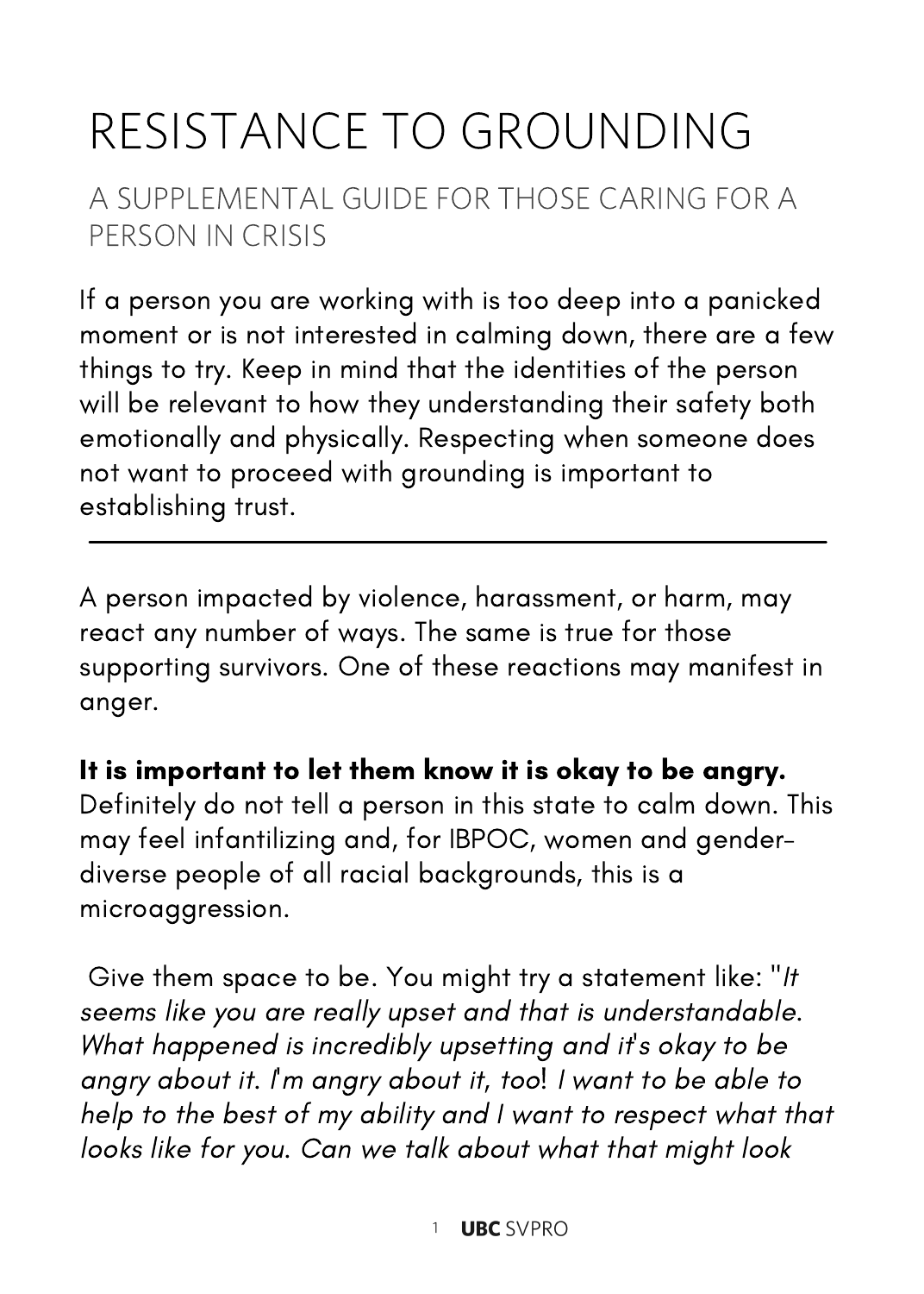# RESISTANCE TO GROUNDING

## A SUPPLEMENTAL GUIDE FOR THOSE CARING FOR A PERSON IN CRISIS

If a person you are working with is too deep into a panicked moment or is not interested in calming down, there are a few things to try. Keep in mind that the identities of the person will be relevant to how they understanding their safety both emotionally and physically. Respecting when someone does not want to proceed with grounding is important to establishing trust.

---

A person impacted by violence, harassment, or harm, may react any number of ways. The same is true for those supporting survivors. One of these reactions may manifest in anger.

**It is important to let them know it is okay to be angry.** Definitely do not tell a person in this state to calm down. This may feel infantilizing and, for IBPOC, women and gender-diverse people of all racial backgrounds, this is a microaggression.

Give them space to be. You might try a statement like: "*It seems like you are really upset and that is understandable. What happened is incredibly upsetting and it's okay to be angry about it. I'm angry about it, too! I want to be able to help to the best of my ability and I want to respect what that looks like for you. Can we talk about what that might look*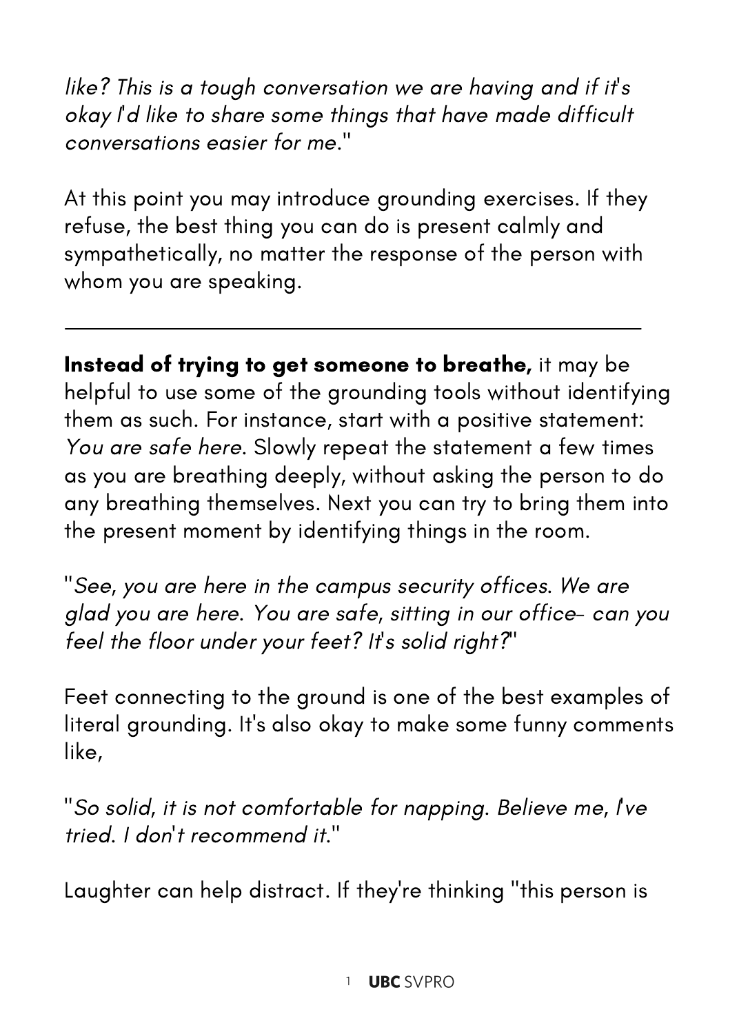*like? This is a tough conversation we are having and if it's okay I'd like to share some things that have made difficult conversations easier for me*."

At this point you may introduce grounding exercises. If they refuse, the best thing you can do is present calmly and sympathetically, no matter the response of the person with whom you are speaking.

---

**Instead of trying to get someone to breathe,** it may be helpful to use some of the grounding tools without identifying them as such. For instance, start with a positive statement: *You are safe here*. Slowly repeat the statement a few times as you are breathing deeply, without asking the person to do any breathing themselves. Next you can try to bring them into the present moment by identifying things in the room.

"*See, you are here in the campus security offices. We are glad you are here. You are safe, sitting in our office- can you feel the floor under your feet? It's solid right?*"

Feet connecting to the ground is one of the best examples of literal grounding. It's also okay to make some funny comments like,

"*So solid, it is not comfortable for napping. Believe me, I've tried. I don't recommend it.*"

Laughter can help distract. If they're thinking "this person is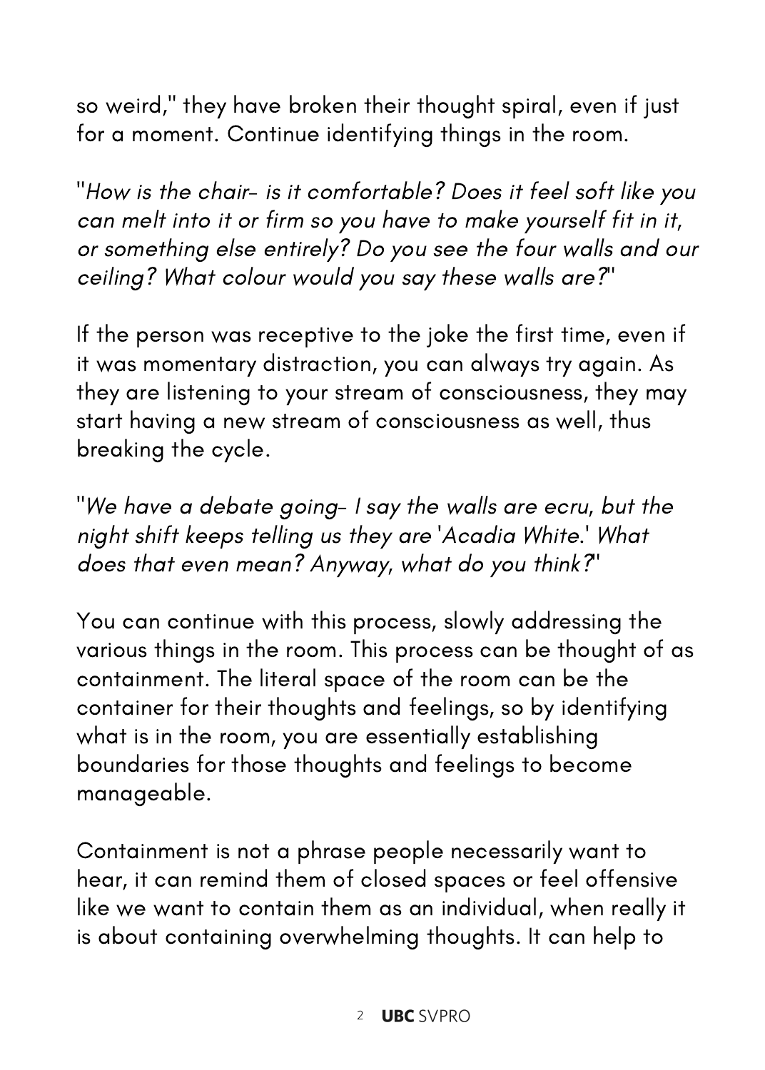so weird," they have broken their thought spiral, even if just for a moment. Continue identifying things in the room.

"*How is the chair- is it comfortable? Does it feel soft like you can melt into it or firm so you have to make yourself fit in it, or something else entirely? Do you see the four walls and our ceiling? What colour would you say these walls are?*"

If the person was receptive to the joke the first time, even if it was momentary distraction, you can always try again. As they are listening to your stream of consciousness, they may start having a new stream of consciousness as well, thus breaking the cycle.

"*We have a debate going- I say the walls are ecru, but the night shift keeps telling us they are 'Acadia White.' What does that even mean? Anyway, what do you think?*"

You can continue with this process, slowly addressing the various things in the room. This process can be thought of as containment. The literal space of the room can be the container for their thoughts and feelings, so by identifying what is in the room, you are essentially establishing boundaries for those thoughts and feelings to become manageable.

Containment is not a phrase people necessarily want to hear, it can remind them of closed spaces or feel offensive like we want to contain them as an individual, when really it is about containing overwhelming thoughts. It can help to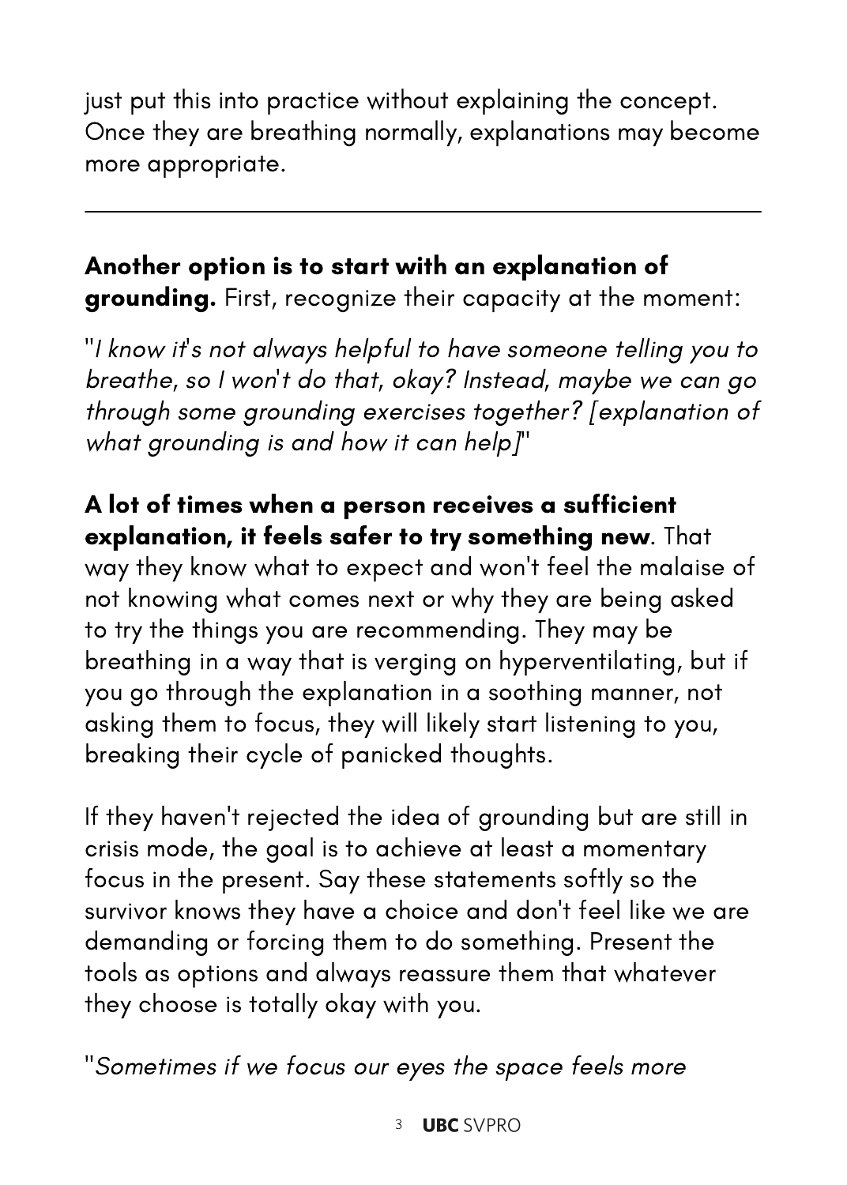just put this into practice without explaining the concept. Once they are breathing normally, explanations may become more appropriate.

---

**Another option is to start with an explanation of grounding.** First, recognize their capacity at the moment:

"*I know it's not always helpful to have someone telling you to breathe, so I won't do that, okay? Instead, maybe we can go through some grounding exercises together? [explanation of what grounding is and how it can help]*"

**A lot of times when a person receives a sufficient explanation, it feels safer to try something new**. That way they know what to expect and won't feel the malaise of not knowing what comes next or why they are being asked to try the things you are recommending. They may be breathing in a way that is verging on hyperventilating, but if you go through the explanation in a soothing manner, not asking them to focus, they will likely start listening to you, breaking their cycle of panicked thoughts.

If they haven't rejected the idea of grounding but are still in crisis mode, the goal is to achieve at least a momentary focus in the present. Say these statements softly so the survivor knows they have a choice and don't feel like we are demanding or forcing them to do something. Present the tools as options and always reassure them that whatever they choose is totally okay with you.

"*Sometimes if we focus our eyes the space feels more*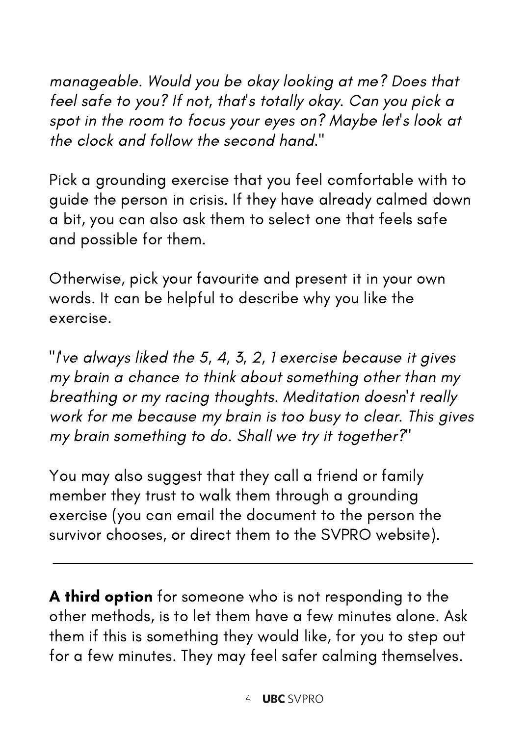*manageable. Would you be okay looking at me? Does that feel safe to you? If not, that's totally okay. Can you pick a spot in the room to focus your eyes on? Maybe let's look at the clock and follow the second hand.*"

Pick a grounding exercise that you feel comfortable with to guide the person in crisis. If they have already calmed down a bit, you can also ask them to select one that feels safe and possible for them.

Otherwise, pick your favourite and present it in your own words. It can be helpful to describe why you like the exercise.

"*I've always liked the 5, 4, 3, 2, 1 exercise because it gives my brain a chance to think about something other than my breathing or my racing thoughts. Meditation doesn't really work for me because my brain is too busy to clear. This gives my brain something to do. Shall we try it together?*"

You may also suggest that they call a friend or family member they trust to walk them through a grounding exercise (you can email the document to the person the survivor chooses, or direct them to the SVPRO website).

---

**A third option** for someone who is not responding to the other methods, is to let them have a few minutes alone. Ask them if this is something they would like, for you to step out for a few minutes. They may feel safer calming themselves.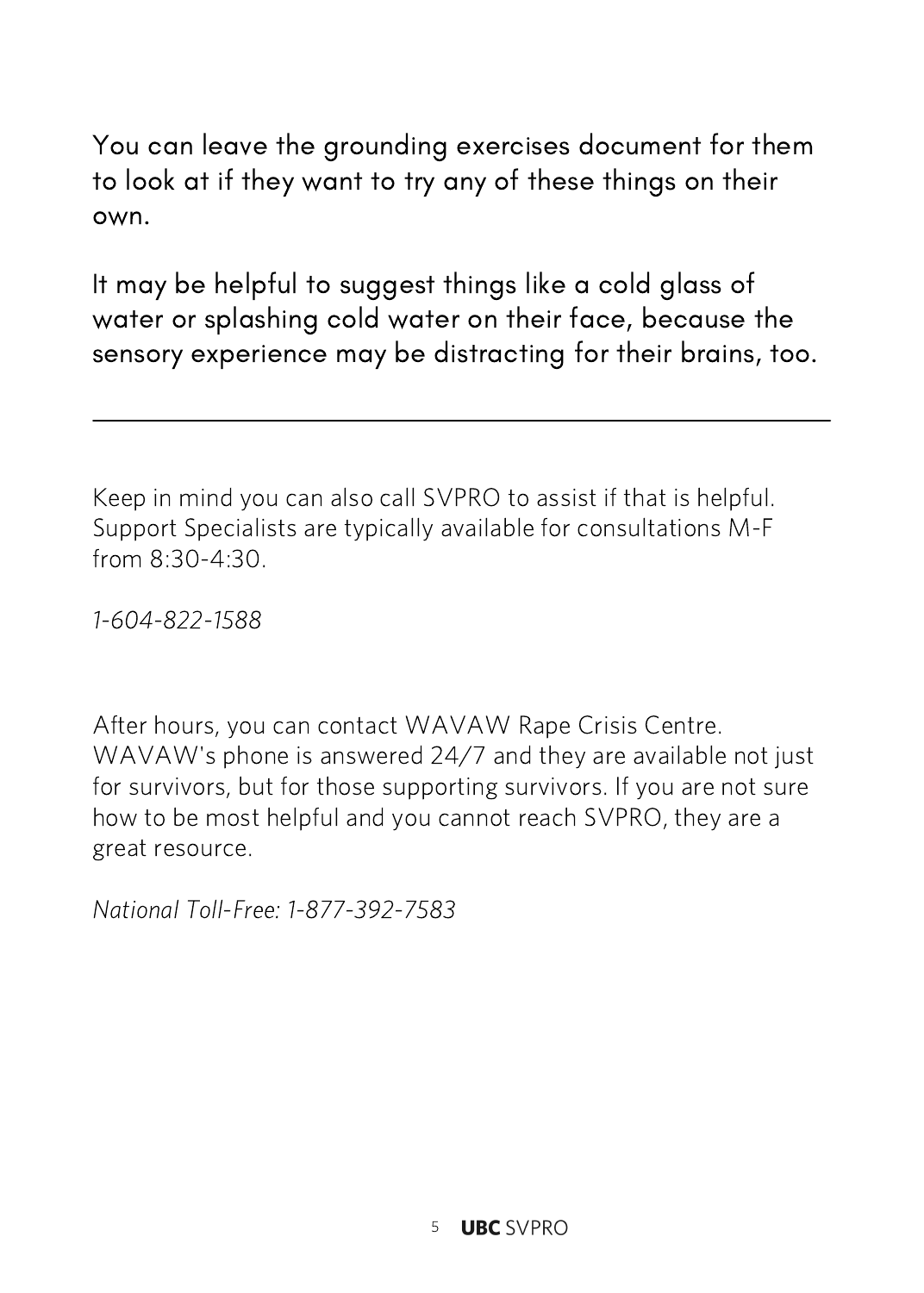You can leave the grounding exercises document for them to look at if they want to try any of these things on their own.

It may be helpful to suggest things like a cold glass of water or splashing cold water on their face, because the sensory experience may be distracting for their brains, too.

---

Keep in mind you can also call SVPRO to assist if that is helpful. Support Specialists are typically available for consultations M-F from 8:30-4:30.

*1-604-822-1588*

After hours, you can contact WAVAW Rape Crisis Centre. WAVAW's phone is answered 24/7 and they are available not just for survivors, but for those supporting survivors. If you are not sure how to be most helpful and you cannot reach SVPRO, they are a great resource.

*National Toll-Free: 1-877-392-7583*